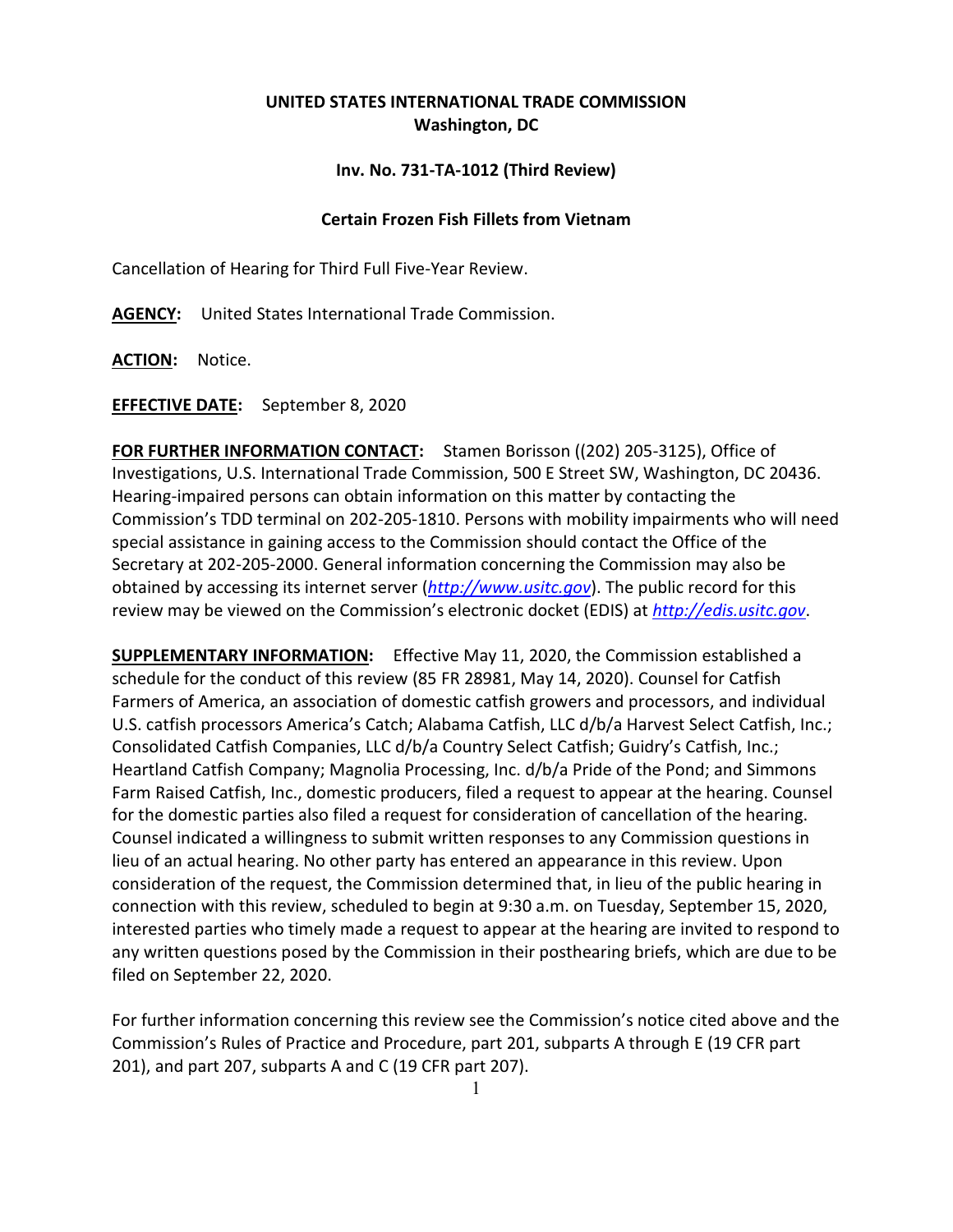**UNITED STATES INTERNATIONAL TRADE COMMISSION**
**Washington, DC**

**Inv. No. 731-TA-1012 (Third Review)**

**Certain Frozen Fish Fillets from Vietnam**

Cancellation of Hearing for Third Full Five-Year Review.

**AGENCY:** United States International Trade Commission.

**ACTION:** Notice.

**EFFECTIVE DATE:** September 8, 2020

**FOR FURTHER INFORMATION CONTACT:** Stamen Borisson ((202) 205-3125), Office of Investigations, U.S. International Trade Commission, 500 E Street SW, Washington, DC 20436. Hearing-impaired persons can obtain information on this matter by contacting the Commission's TDD terminal on 202-205-1810. Persons with mobility impairments who will need special assistance in gaining access to the Commission should contact the Office of the Secretary at 202-205-2000. General information concerning the Commission may also be obtained by accessing its internet server (*http://www.usitc.gov*). The public record for this review may be viewed on the Commission's electronic docket (EDIS) at *http://edis.usitc.gov*.

**SUPPLEMENTARY INFORMATION:** Effective May 11, 2020, the Commission established a schedule for the conduct of this review (85 FR 28981, May 14, 2020). Counsel for Catfish Farmers of America, an association of domestic catfish growers and processors, and individual U.S. catfish processors America's Catch; Alabama Catfish, LLC d/b/a Harvest Select Catfish, Inc.; Consolidated Catfish Companies, LLC d/b/a Country Select Catfish; Guidry's Catfish, Inc.; Heartland Catfish Company; Magnolia Processing, Inc. d/b/a Pride of the Pond; and Simmons Farm Raised Catfish, Inc., domestic producers, filed a request to appear at the hearing. Counsel for the domestic parties also filed a request for consideration of cancellation of the hearing. Counsel indicated a willingness to submit written responses to any Commission questions in lieu of an actual hearing. No other party has entered an appearance in this review. Upon consideration of the request, the Commission determined that, in lieu of the public hearing in connection with this review, scheduled to begin at 9:30 a.m. on Tuesday, September 15, 2020, interested parties who timely made a request to appear at the hearing are invited to respond to any written questions posed by the Commission in their posthearing briefs, which are due to be filed on September 22, 2020.

For further information concerning this review see the Commission's notice cited above and the Commission's Rules of Practice and Procedure, part 201, subparts A through E (19 CFR part 201), and part 207, subparts A and C (19 CFR part 207).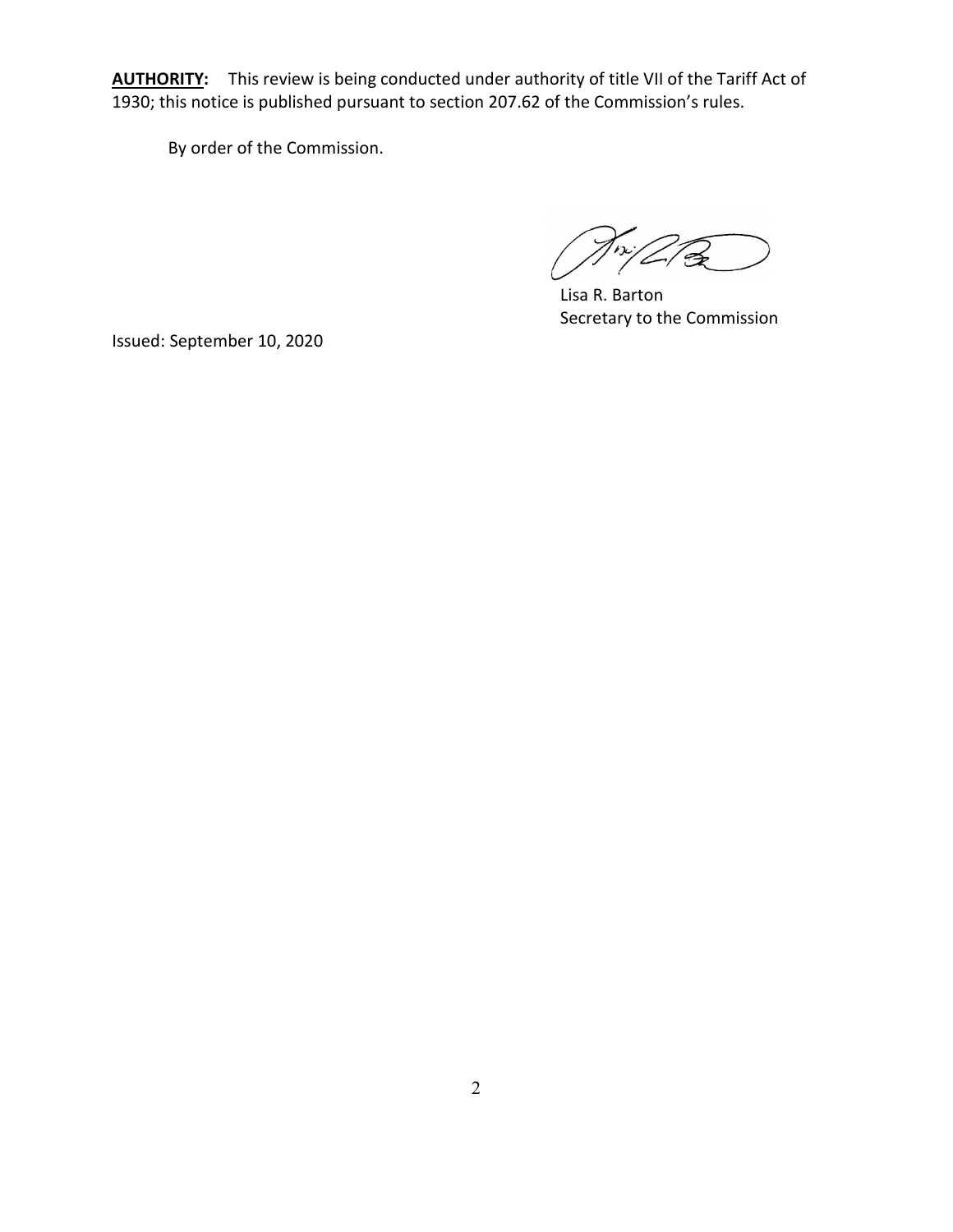**AUTHORITY:** This review is being conducted under authority of title VII of the Tariff Act of 1930; this notice is published pursuant to section 207.62 of the Commission's rules.

By order of the Commission.

Lisa R. Barton
Secretary to the Commission

Issued: September 10, 2020